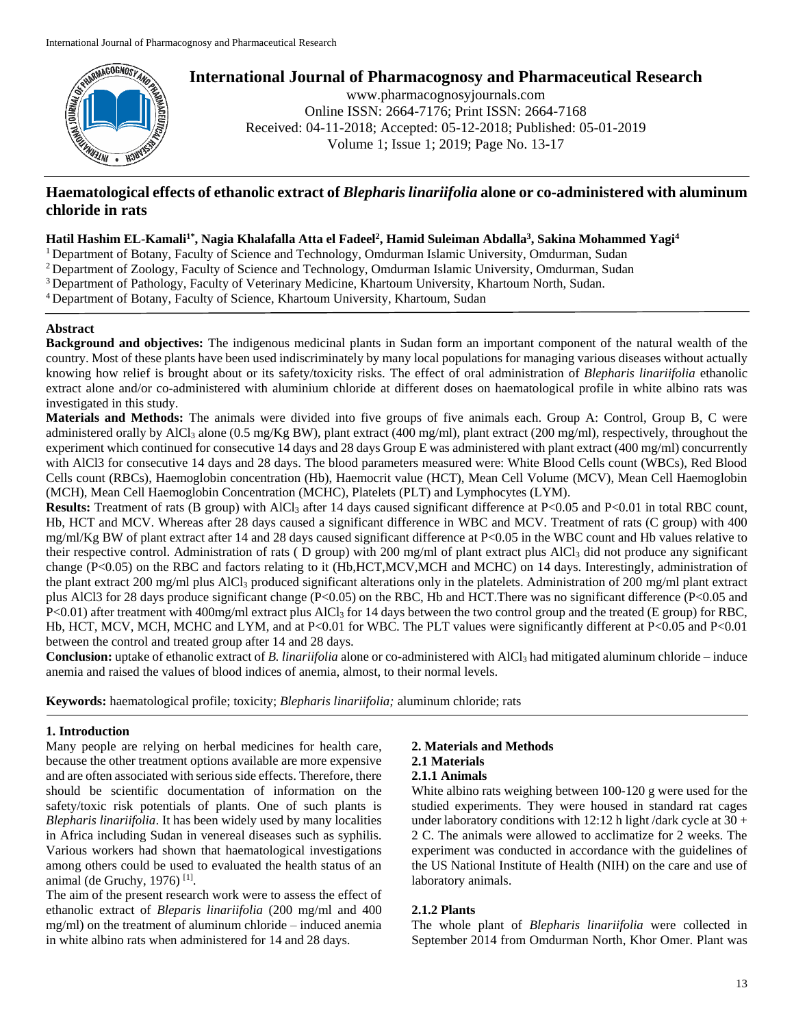# International Journal of Pharmacognosy and Pharmaceutical Research

www.pharmacognosyjournals.com
Online ISSN: 2664-7176; Print ISSN: 2664-7168
Received: 04-11-2018; Accepted: 05-12-2018; Published: 05-01-2019
Volume 1; Issue 1; 2019; Page No. 13-17

## Haematological effects of ethanolic extract of *Blepharis linariifolia* alone or co-administered with aluminum chloride in rats

**Hatil Hashim EL-Kamali[1*], Nagia Khalafalla Atta el Fadeel[2], Hamid Suleiman Abdalla[3], Sakina Mohammed Yagi[4]**

[1] Department of Botany, Faculty of Science and Technology, Omdurman Islamic University, Omdurman, Sudan
[2] Department of Zoology, Faculty of Science and Technology, Omdurman Islamic University, Omdurman, Sudan
[3] Department of Pathology, Faculty of Veterinary Medicine, Khartoum University, Khartoum North, Sudan.
[4] Department of Botany, Faculty of Science, Khartoum University, Khartoum, Sudan

### Abstract

**Background and objectives:** The indigenous medicinal plants in Sudan form an important component of the natural wealth of the country. Most of these plants have been used indiscriminately by many local populations for managing various diseases without actually knowing how relief is brought about or its safety/toxicity risks. The effect of oral administration of *Blepharis linariifolia* ethanolic extract alone and/or co-administered with aluminium chloride at different doses on haematological profile in white albino rats was investigated in this study.

**Materials and Methods:** The animals were divided into five groups of five animals each. Group A: Control, Group B, C were administered orally by $AlCl_3$ alone (0.5 mg/Kg BW), plant extract (400 mg/ml), plant extract (200 mg/ml), respectively, throughout the experiment which continued for consecutive 14 days and 28 days Group E was administered with plant extract (400 mg/ml) concurrently with AlCl3 for consecutive 14 days and 28 days. The blood parameters measured were: White Blood Cells count (WBCs), Red Blood Cells count (RBCs), Haemoglobin concentration (Hb), Haemocrit value (HCT), Mean Cell Volume (MCV), Mean Cell Haemoglobin (MCH), Mean Cell Haemoglobin Concentration (MCHC), Platelets (PLT) and Lymphocytes (LYM).

**Results:** Treatment of rats (B group) with $AlCl_3$ after 14 days caused significant difference at P<0.05 and P<0.01 in total RBC count, Hb, HCT and MCV. Whereas after 28 days caused a significant difference in WBC and MCV. Treatment of rats (C group) with 400 mg/ml/Kg BW of plant extract after 14 and 28 days caused significant difference at P<0.05 in the WBC count and Hb values relative to their respective control. Administration of rats ( D group) with 200 mg/ml of plant extract plus $AlCl_3$ did not produce any significant change (P<0.05) on the RBC and factors relating to it (Hb,HCT,MCV,MCH and MCHC) on 14 days. Interestingly, administration of the plant extract 200 mg/ml plus $AlCl_3$ produced significant alterations only in the platelets. Administration of 200 mg/ml plant extract plus AlCl3 for 28 days produce significant change (P<0.05) on the RBC, Hb and HCT.There was no significant difference (P<0.05 and P<0.01) after treatment with 400mg/ml extract plus $AlCl_3$ for 14 days between the two control group and the treated (E group) for RBC, Hb, HCT, MCV, MCH, MCHC and LYM, and at P<0.01 for WBC. The PLT values were significantly different at P<0.05 and P<0.01 between the control and treated group after 14 and 28 days.

**Conclusion:** uptake of ethanolic extract of *B. linariifolia* alone or co-administered with $AlCl_3$ had mitigated aluminum chloride – induce anemia and raised the values of blood indices of anemia, almost, to their normal levels.

**Keywords:** haematological profile; toxicity; *Blepharis linariifolia;* aluminum chloride; rats

## 1. Introduction

Many people are relying on herbal medicines for health care, because the other treatment options available are more expensive and are often associated with serious side effects. Therefore, there should be scientific documentation of information on the safety/toxic risk potentials of plants. One of such plants is *Blepharis linariifolia*. It has been widely used by many localities in Africa including Sudan in venereal diseases such as syphilis. Various workers had shown that haematological investigations among others could be used to evaluated the health status of an animal (de Gruchy, 1976) [1].

The aim of the present research work were to assess the effect of ethanolic extract of *Bleparis linariifolia* (200 mg/ml and 400 mg/ml) on the treatment of aluminum chloride – induced anemia in white albino rats when administered for 14 and 28 days.

## 2. Materials and Methods

### 2.1 Materials

#### 2.1.1 Animals

White albino rats weighing between 100-120 g were used for the studied experiments. They were housed in standard rat cages under laboratory conditions with 12:12 h light /dark cycle at 30 + 2 C. The animals were allowed to acclimatize for 2 weeks. The experiment was conducted in accordance with the guidelines of the US National Institute of Health (NIH) on the care and use of laboratory animals.

#### 2.1.2 Plants

The whole plant of *Blepharis linariifolia* were collected in September 2014 from Omdurman North, Khor Omer. Plant was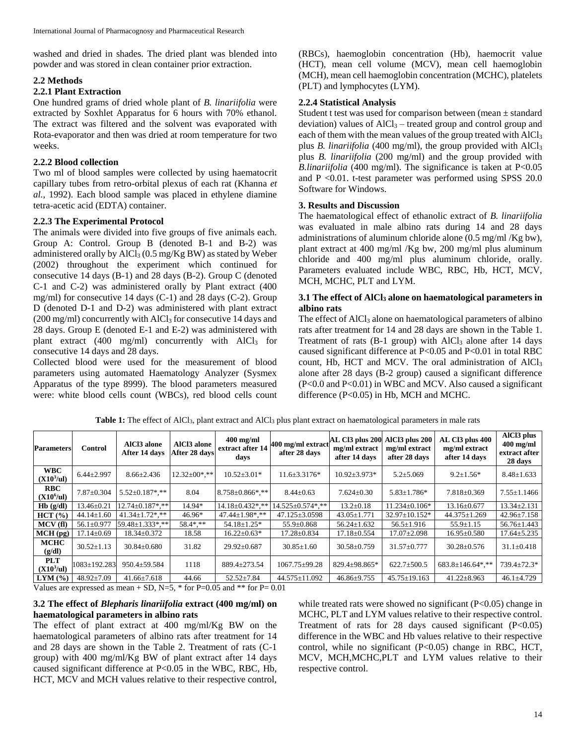washed and dried in shades. The dried plant was blended into powder and was stored in clean container prior extraction.

### 2.2 Methods

#### 2.2.1 Plant Extraction

One hundred grams of dried whole plant of *B. linariifolia* were extracted by Soxhlet Apparatus for 6 hours with 70% ethanol. The extract was filtered and the solvent was evaporated with Rota-evaporator and then was dried at room temperature for two weeks.

#### 2.2.2 Blood collection

Two ml of blood samples were collected by using haematocrit capillary tubes from retro-orbital plexus of each rat (Khanna *et al.,* 1992). Each blood sample was placed in ethylene diamine tetra-acetic acid (EDTA) container.

#### 2.2.3 The Experimental Protocol

The animals were divided into five groups of five animals each. Group A: Control. Group B (denoted B-1 and B-2) was administered orally by $AlCl_3$ (0.5 mg/Kg BW) as stated by Weber (2002) throughout the experiment which continued for consecutive 14 days (B-1) and 28 days (B-2). Group C (denoted C-1 and C-2) was administered orally by Plant extract (400 mg/ml) for consecutive 14 days (C-1) and 28 days (C-2). Group D (denoted D-1 and D-2) was administered with plant extract (200 mg/ml) concurrently with $AlCl_3$ for consecutive 14 days and 28 days. Group E (denoted E-1 and E-2) was administered with plant extract (400 mg/ml) concurrently with $AlCl_3$ for consecutive 14 days and 28 days.

Collected blood were used for the measurement of blood parameters using automated Haematology Analyzer (Sysmex Apparatus of the type 8999). The blood parameters measured were: white blood cells count (WBCs), red blood cells count (RBCs), haemoglobin concentration (Hb), haemocrit value (HCT), mean cell volume (MCV), mean cell haemoglobin (MCH), mean cell haemoglobin concentration (MCHC), platelets (PLT) and lymphocytes (LYM).

#### 2.2.4 Statistical Analysis

Student t test was used for comparison between (mean ± standard deviation) values of $AlCl_3$ – treated group and control group and each of them with the mean values of the group treated with $AlCl_3$ plus *B. linariifolia* (400 mg/ml), the group provided with $AlCl_3$ plus *B. linariifolia* (200 mg/ml) and the group provided with *B.linariifolia* (400 mg/ml). The significance is taken at $P<0.05$ and $P<0.01$. t-test parameter was performed using SPSS 20.0 Software for Windows.

## 3. Results and Discussion

The haematological effect of ethanolic extract of *B. linariifolia* was evaluated in male albino rats during 14 and 28 days administrations of aluminum chloride alone (0.5 mg/ml /Kg bw), plant extract at 400 mg/ml /Kg bw, 200 mg/ml plus aluminum chloride and 400 mg/ml plus aluminum chloride, orally. Parameters evaluated include WBC, RBC, Hb, HCT, MCV, MCH, MCHC, PLT and LYM.

### 3.1 The effect of $AlCl_3$ alone on haematological parameters in albino rats

The effect of $AlCl_3$ alone on haematological parameters of albino rats after treatment for 14 and 28 days are shown in the Table 1. Treatment of rats (B-1 group) with $AlCl_3$ alone after 14 days caused significant difference at $P<0.05$ and $P<0.01$ in total RBC count, Hb, HCT and MCV. The oral administration of $AlCl_3$ alone after 28 days (B-2 group) caused a significant difference ($P<0.0$ and $P<0.01$) in WBC and MCV. Also caused a significant difference ($P<0.05$) in Hb, MCH and MCHC.

**Table 1:** The effect of $AlCl_3$, plant extract and $AlCl_3$ plus plant extract on haematological parameters in male rats

| Parameters | Control | AlCl3 alone After 14 days | AlCl3 alone After 28 days | 400 mg/ml extract after 14 days | 400 mg/ml extract after 28 days | AL Cl3 plus 200 mg/ml extract after 14 days | AlCl3 plus 200 mg/ml extract after 28 days | AL Cl3 plus 400 mg/ml extract after 14 days | AlCl3 plus 400 mg/ml extract after 28 days |
|---|---|---|---|---|---|---|---|---|---|
| WBC ($X10^3$/ul) | 6.44±2.997 | 8.66±2.436 | 12.32±00*,** | 10.52±3.01* | 11.6±3.3176* | 10.92±3.973* | 5.2±5.069 | 9.2±1.56* | 8.48±1.633 |
| RBC ($X10^6$/ul) | 7.87±0.304 | 5.52±0.187*,** | 8.04 | 8.758±0.866*,** | 8.44±0.63 | 7.624±0.30 | 5.83±1.786* | 7.818±0.369 | 7.55±1.1466 |
| Hb (g/dl) | 13.46±0.21 | 12.74±0.187*,** | 14.94* | 14.18±0.432*,** | 14.525±0.574*,** | 13.2±0.18 | 11.234±0.106* | 13.16±0.677 | 13.34±2.131 |
| HCT (%) | 44.14±1.60 | 41.34±1.72*,** | 46.96* | 47.44±1.98*,** | 47.125±3.0598 | 43.05±1.771 | 32.97±10.152* | 44.375±1.269 | 42.96±7.158 |
| MCV (fl) | 56.1±0.977 | 59.48±1.333*,** | 58.4*,** | 54.18±1.25* | 55.9±0.868 | 56.24±1.632 | 56.5±1.916 | 55.9±1.15 | 56.76±1.443 |
| MCH (pg) | 17.14±0.69 | 18.34±0.372 | 18.58 | 16.22±0.63* | 17.28±0.834 | 17.18±0.554 | 17.07±2.098 | 16.95±0.580 | 17.64±5.235 |
| MCHC (g/dl) | 30.52±1.13 | 30.84±0.680 | 31.82 | 29.92±0.687 | 30.85±1.60 | 30.58±0.759 | 31.57±0.777 | 30.28±0.576 | 31.1±0.418 |
| PLT ($X10^3$/ul) | 1083±192.283 | 950.4±59.584 | 1118 | 889.4±273.54 | 1067.75±99.28 | 829.4±98.865* | 622.7±500.5 | 683.8±146.64*,** | 739.4±72.3* |
| LYM (%) | 48.92±7.09 | 41.66±7.618 | 44.66 | 52.52±7.84 | 44.575±11.092 | 46.86±9.755 | 45.75±19.163 | 41.22±8.963 | 46.1±4.729 |

Values are expressed as mean + SD, N=5, * for P=0.05 and ** for P= 0.01

### 3.2 The effect of *Blepharis linariifolia* extract (400 mg/ml) on haematological parameters in albino rats

The effect of plant extract at 400 mg/ml/Kg BW on the haematological parameters of albino rats after treatment for 14 and 28 days are shown in the Table 2. Treatment of rats (C-1 group) with 400 mg/ml/Kg BW of plant extract after 14 days caused significant difference at $P<0.05$ in the WBC, RBC, Hb, HCT, MCV and MCH values relative to their respective control, while treated rats were showed no significant ($P<0.05$) change in MCHC, PLT and LYM values relative to their respective control. Treatment of rats for 28 days caused significant ($P<0.05$) difference in the WBC and Hb values relative to their respective control, while no significant ($P<0.05$) change in RBC, HCT, MCV, MCH,MCHC,PLT and LYM values relative to their respective control.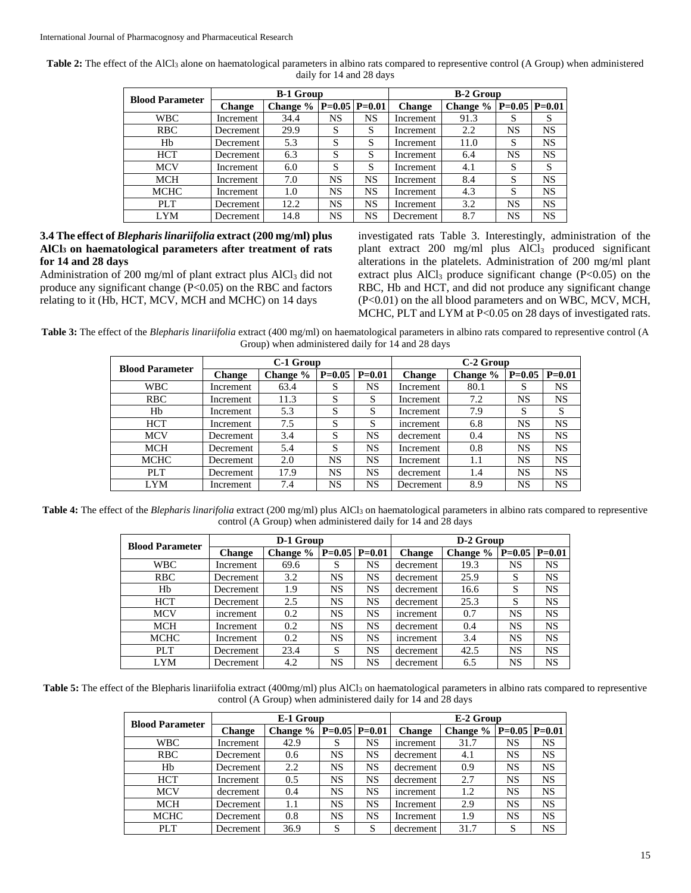**Table 2:** The effect of the $AlCl_3$ alone on haematological parameters in albino rats compared to representive control (A Group) when administered daily for 14 and 28 days

| Blood Parameter | B-1 Group | | | | B-2 Group | | | |
|---|---|---|---|---|---|---|---|---|
| | Change | Change % | P=0.05 | P=0.01 | Change | Change % | P=0.05 | P=0.01 |
| WBC | Increment | 34.4 | NS | NS | Increment | 91.3 | S | S |
| RBC | Decrement | 29.9 | S | S | Increment | 2.2 | NS | NS |
| Hb | Decrement | 5.3 | S | S | Increment | 11.0 | S | NS |
| HCT | Decrement | 6.3 | S | S | Increment | 6.4 | NS | NS |
| MCV | Increment | 6.0 | S | S | Increment | 4.1 | S | S |
| MCH | Increment | 7.0 | NS | NS | Increment | 8.4 | S | NS |
| MCHC | Increment | 1.0 | NS | NS | Increment | 4.3 | S | NS |
| PLT | Decrement | 12.2 | NS | NS | Increment | 3.2 | NS | NS |
| LYM | Decrement | 14.8 | NS | NS | Decrement | 8.7 | NS | NS |

### 3.4 The effect of *Blepharis linariifolia* extract (200 mg/ml) plus $AlCl_3$ on haematological parameters after treatment of rats for 14 and 28 days

Administration of 200 mg/ml of plant extract plus $AlCl_3$ did not produce any significant change ($P<0.05$) on the RBC and factors relating to it (Hb, HCT, MCV, MCH and MCHC) on 14 days investigated rats Table 3. Interestingly, administration of the plant extract 200 mg/ml plus $AlCl_3$ produced significant alterations in the platelets. Administration of 200 mg/ml plant extract plus $AlCl_3$ produce significant change ($P<0.05$) on the RBC, Hb and HCT, and did not produce any significant change ($P<0.01$) on the all blood parameters and on WBC, MCV, MCH, MCHC, PLT and LYM at $P<0.05$ on 28 days of investigated rats.

**Table 3:** The effect of the *Blepharis linariifolia* extract (400 mg/ml) on haematological parameters in albino rats compared to representive control (A Group) when administered daily for 14 and 28 days

| Blood Parameter | C-1 Group | | | | C-2 Group | | | |
|---|---|---|---|---|---|---|---|---|
| | Change | Change % | P=0.05 | P=0.01 | Change | Change % | P=0.05 | P=0.01 |
| WBC | Increment | 63.4 | S | NS | Increment | 80.1 | S | NS |
| RBC | Increment | 11.3 | S | S | Increment | 7.2 | NS | NS |
| Hb | Increment | 5.3 | S | S | Increment | 7.9 | S | S |
| HCT | Increment | 7.5 | S | S | increment | 6.8 | NS | NS |
| MCV | Decrement | 3.4 | S | NS | decrement | 0.4 | NS | NS |
| MCH | Decrement | 5.4 | S | NS | Increment | 0.8 | NS | NS |
| MCHC | Decrement | 2.0 | NS | NS | Increment | 1.1 | NS | NS |
| PLT | Decrement | 17.9 | NS | NS | decrement | 1.4 | NS | NS |
| LYM | Increment | 7.4 | NS | NS | Decrement | 8.9 | NS | NS |

**Table 4:** The effect of the *Blepharis linarifolia* extract (200 mg/ml) plus $AlCl_3$ on haematological parameters in albino rats compared to representive control (A Group) when administered daily for 14 and 28 days

| Blood Parameter | D-1 Group | | | | D-2 Group | | | |
|---|---|---|---|---|---|---|---|---|
| | Change | Change % | P=0.05 | P=0.01 | Change | Change % | P=0.05 | P=0.01 |
| WBC | Increment | 69.6 | S | NS | decrement | 19.3 | NS | NS |
| RBC | Decrement | 3.2 | NS | NS | decrement | 25.9 | S | NS |
| Hb | Decrement | 1.9 | NS | NS | decrement | 16.6 | S | NS |
| HCT | Decrement | 2.5 | NS | NS | decrement | 25.3 | S | NS |
| MCV | increment | 0.2 | NS | NS | increment | 0.7 | NS | NS |
| MCH | Increment | 0.2 | NS | NS | decrement | 0.4 | NS | NS |
| MCHC | Increment | 0.2 | NS | NS | increment | 3.4 | NS | NS |
| PLT | Decrement | 23.4 | S | NS | decrement | 42.5 | NS | NS |
| LYM | Decrement | 4.2 | NS | NS | decrement | 6.5 | NS | NS |

**Table 5:** The effect of the Blepharis linariifolia extract (400mg/ml) plus $AlCl_3$ on haematological parameters in albino rats compared to representive control (A Group) when administered daily for 14 and 28 days

| Blood Parameter | E-1 Group | | | | E-2 Group | | | |
|---|---|---|---|---|---|---|---|---|
| | Change | Change % | P=0.05 | P=0.01 | Change | Change % | P=0.05 | P=0.01 |
| WBC | Increment | 42.9 | S | NS | increment | 31.7 | NS | NS |
| RBC | Decrement | 0.6 | NS | NS | decrement | 4.1 | NS | NS |
| Hb | Decrement | 2.2 | NS | NS | decrement | 0.9 | NS | NS |
| HCT | Increment | 0.5 | NS | NS | decrement | 2.7 | NS | NS |
| MCV | decrement | 0.4 | NS | NS | increment | 1.2 | NS | NS |
| MCH | Decrement | 1.1 | NS | NS | Increment | 2.9 | NS | NS |
| MCHC | Decrement | 0.8 | NS | NS | Increment | 1.9 | NS | NS |
| PLT | Decrement | 36.9 | S | S | decrement | 31.7 | S | NS |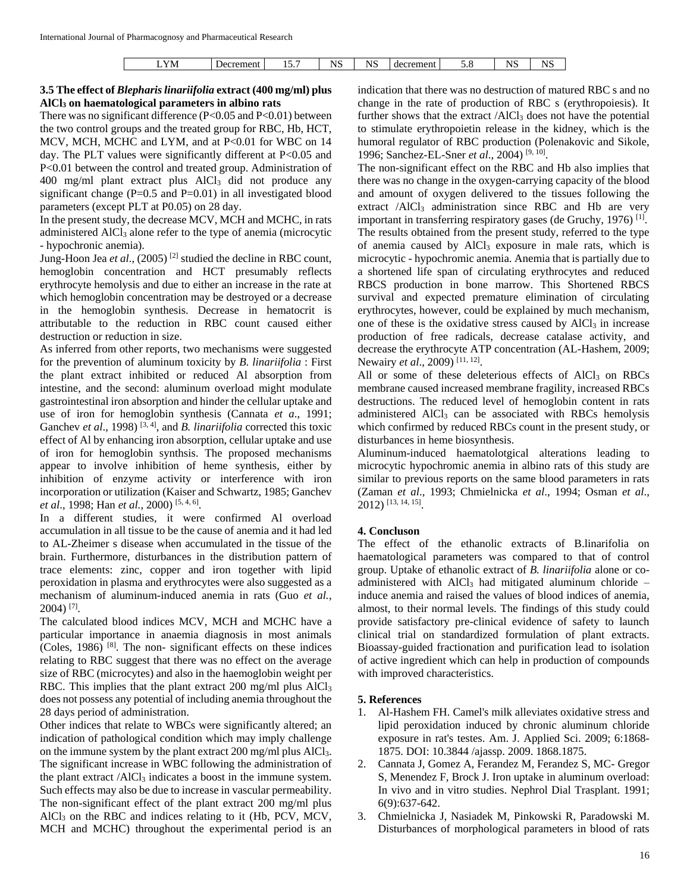| LYM | Decrement | 15.7 | NS | NS | decrement | 5.8 | NS | NS |
|---|---|---|---|---|---|---|---|---|

### 3.5 The effect of *Blepharis linariifolia* extract (400 mg/ml) plus $AlCl_3$ on haematological parameters in albino rats

There was no significant difference ($P<0.05$ and $P<0.01$) between the two control groups and the treated group for RBC, Hb, HCT, MCV, MCH, MCHC and LYM, and at $P<0.01$ for WBC on 14 day. The PLT values were significantly different at $P<0.05$ and $P<0.01$ between the control and treated group. Administration of 400 mg/ml plant extract plus $AlCl_3$ did not produce any significant change ($P=0.5$ and $P=0.01$) in all investigated blood parameters (except PLT at P0.05) on 28 day.

In the present study, the decrease MCV, MCH and MCHC, in rats administered $AlCl_3$ alone refer to the type of anemia (microcytic - hypochronic anemia).

Jung-Hoon Jea *et al*., (2005) [2] studied the decline in RBC count, hemoglobin concentration and HCT presumably reflects erythrocyte hemolysis and due to either an increase in the rate at which hemoglobin concentration may be destroyed or a decrease in the hemoglobin synthesis. Decrease in hematocrit is attributable to the reduction in RBC count caused either destruction or reduction in size.

As inferred from other reports, two mechanisms were suggested for the prevention of aluminum toxicity by *B. linariifolia* : First the plant extract inhibited or reduced Al absorption from intestine, and the second: aluminum overload might modulate gastrointestinal iron absorption and hinder the cellular uptake and use of iron for hemoglobin synthesis (Cannata *et a*., 1991; Ganchev *et al*., 1998) [3, 4], and *B. linariifolia* corrected this toxic effect of Al by enhancing iron absorption, cellular uptake and use of iron for hemoglobin synthis. The proposed mechanisms appear to involve inhibition of heme synthesis, either by inhibition of enzyme activity or interference with iron incorporation or utilization (Kaiser and Schwartz, 1985; Ganchev *et al*., 1998; Han *et al*., 2000) [5, 4, 6].

In a different studies, it were confirmed Al overload accumulation in all tissue to be the cause of anemia and it had led to AL-Zheimer s disease when accumulated in the tissue of the brain. Furthermore, disturbances in the distribution pattern of trace elements: zinc, copper and iron together with lipid peroxidation in plasma and erythrocytes were also suggested as a mechanism of aluminum-induced anemia in rats (Guo *et al.*, 2004) [7].

The calculated blood indices MCV, MCH and MCHC have a particular importance in anaemia diagnosis in most animals (Coles, 1986) [8]. The non- significant effects on these indices relating to RBC suggest that there was no effect on the average size of RBC (microcytes) and also in the haemoglobin weight per RBC. This implies that the plant extract 200 mg/ml plus $AlCl_3$ does not possess any potential of including anemia throughout the 28 days period of administration.

Other indices that relate to WBCs were significantly altered; an indication of pathological condition which may imply challenge on the immune system by the plant extract 200 mg/ml plus $AlCl_3$. The significant increase in WBC following the administration of the plant extract /$AlCl_3$ indicates a boost in the immune system. Such effects may also be due to increase in vascular permeability. The non-significant effect of the plant extract 200 mg/ml plus $AlCl_3$ on the RBC and indices relating to it (Hb, PCV, MCV, MCH and MCHC) throughout the experimental period is an indication that there was no destruction of matured RBC s and no change in the rate of production of RBC s (erythropoiesis). It further shows that the extract /$AlCl_3$ does not have the potential to stimulate erythropoietin release in the kidney, which is the humoral regulator of RBC production (Polenakovic and Sikole, 1996; Sanchez-EL-Sner *et al*., 2004) [9, 10].

The non-significant effect on the RBC and Hb also implies that there was no change in the oxygen-carrying capacity of the blood and amount of oxygen delivered to the tissues following the extract /$AlCl_3$ administration since RBC and Hb are very important in transferring respiratory gases (de Gruchy, 1976) [1].

The results obtained from the present study, referred to the type of anemia caused by $AlCl_3$ exposure in male rats, which is microcytic - hypochromic anemia. Anemia that is partially due to a shortened life span of circulating erythrocytes and reduced RBCS production in bone marrow. This Shortened RBCS survival and expected premature elimination of circulating erythrocytes, however, could be explained by much mechanism, one of these is the oxidative stress caused by $AlCl_3$ in increase production of free radicals, decrease catalase activity, and decrease the erythrocyte ATP concentration (AL-Hashem, 2009; Newairy *et al*., 2009) [11, 12].

All or some of these deleterious effects of $AlCl_3$ on RBCs membrane caused increased membrane fragility, increased RBCs destructions. The reduced level of hemoglobin content in rats administered $AlCl_3$ can be associated with RBCs hemolysis which confirmed by reduced RBCs count in the present study, or disturbances in heme biosynthesis.

Aluminum-induced haematolotgical alterations leading to microcytic hypochromic anemia in albino rats of this study are similar to previous reports on the same blood parameters in rats (Zaman *et al*., 1993; Chmielnicka *et al*., 1994; Osman *et al*., 2012) [13, 14, 15].

## 4. Concluson

The effect of the ethanolic extracts of B.linarifolia on haematological parameters was compared to that of control group. Uptake of ethanolic extract of *B. linariifolia* alone or co-administered with $AlCl_3$ had mitigated aluminum chloride – induce anemia and raised the values of blood indices of anemia, almost, to their normal levels. The findings of this study could provide satisfactory pre-clinical evidence of safety to launch clinical trial on standardized formulation of plant extracts. Bioassay-guided fractionation and purification lead to isolation of active ingredient which can help in production of compounds with improved characteristics.

## 5. References

1. Al-Hashem FH. Camel's milk alleviates oxidative stress and lipid peroxidation induced by chronic aluminum chloride exposure in rat's testes. Am. J. Applied Sci. 2009; 6:1868-1875. DOI: 10.3844 /ajassp. 2009. 1868.1875.
2. Cannata J, Gomez A, Ferandez M, Ferandez S, MC- Gregor S, Menendez F, Brock J. Iron uptake in aluminum overload: In vivo and in vitro studies. Nephrol Dial Trasplant. 1991; 6(9):637-642.
3. Chmielnicka J, Nasiadek M, Pinkowski R, Paradowski M. Disturbances of morphological parameters in blood of rats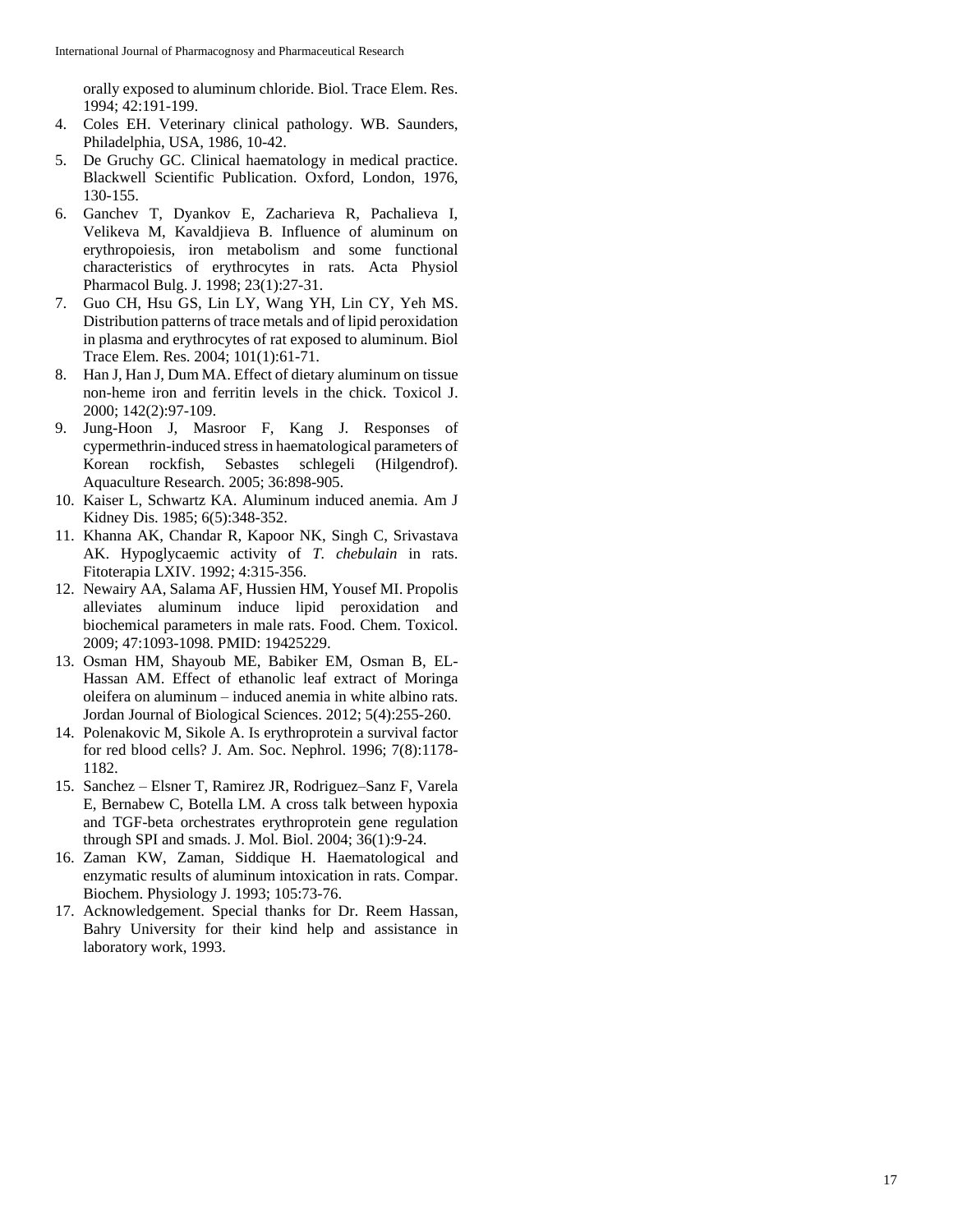orally exposed to aluminum chloride. Biol. Trace Elem. Res. 1994; 42:191-199.

4. Coles EH. Veterinary clinical pathology. WB. Saunders, Philadelphia, USA, 1986, 10-42.
5. De Gruchy GC. Clinical haematology in medical practice. Blackwell Scientific Publication. Oxford, London, 1976, 130-155.
6. Ganchev T, Dyankov E, Zacharieva R, Pachalieva I, Velikeva M, Kavaldjieva B. Influence of aluminum on erythropoiesis, iron metabolism and some functional characteristics of erythrocytes in rats. Acta Physiol Pharmacol Bulg. J. 1998; 23(1):27-31.
7. Guo CH, Hsu GS, Lin LY, Wang YH, Lin CY, Yeh MS. Distribution patterns of trace metals and of lipid peroxidation in plasma and erythrocytes of rat exposed to aluminum. Biol Trace Elem. Res. 2004; 101(1):61-71.
8. Han J, Han J, Dum MA. Effect of dietary aluminum on tissue non-heme iron and ferritin levels in the chick. Toxicol J. 2000; 142(2):97-109.
9. Jung-Hoon J, Masroor F, Kang J. Responses of cypermethrin-induced stress in haematological parameters of Korean rockfish, Sebastes schlegeli (Hilgendrof). Aquaculture Research. 2005; 36:898-905.
10. Kaiser L, Schwartz KA. Aluminum induced anemia. Am J Kidney Dis. 1985; 6(5):348-352.
11. Khanna AK, Chandar R, Kapoor NK, Singh C, Srivastava AK. Hypoglycaemic activity of *T. chebulain* in rats. Fitoterapia LXIV. 1992; 4:315-356.
12. Newairy AA, Salama AF, Hussien HM, Yousef MI. Propolis alleviates aluminum induce lipid peroxidation and biochemical parameters in male rats. Food. Chem. Toxicol. 2009; 47:1093-1098. PMID: 19425229.
13. Osman HM, Shayoub ME, Babiker EM, Osman B, EL-Hassan AM. Effect of ethanolic leaf extract of Moringa oleifera on aluminum – induced anemia in white albino rats. Jordan Journal of Biological Sciences. 2012; 5(4):255-260.
14. Polenakovic M, Sikole A. Is erythroprotein a survival factor for red blood cells? J. Am. Soc. Nephrol. 1996; 7(8):1178-1182.
15. Sanchez – Elsner T, Ramirez JR, Rodriguez–Sanz F, Varela E, Bernabew C, Botella LM. A cross talk between hypoxia and TGF-beta orchestrates erythroprotein gene regulation through SPI and smads. J. Mol. Biol. 2004; 36(1):9-24.
16. Zaman KW, Zaman, Siddique H. Haematological and enzymatic results of aluminum intoxication in rats. Compar. Biochem. Physiology J. 1993; 105:73-76.
17. Acknowledgement. Special thanks for Dr. Reem Hassan, Bahry University for their kind help and assistance in laboratory work, 1993.